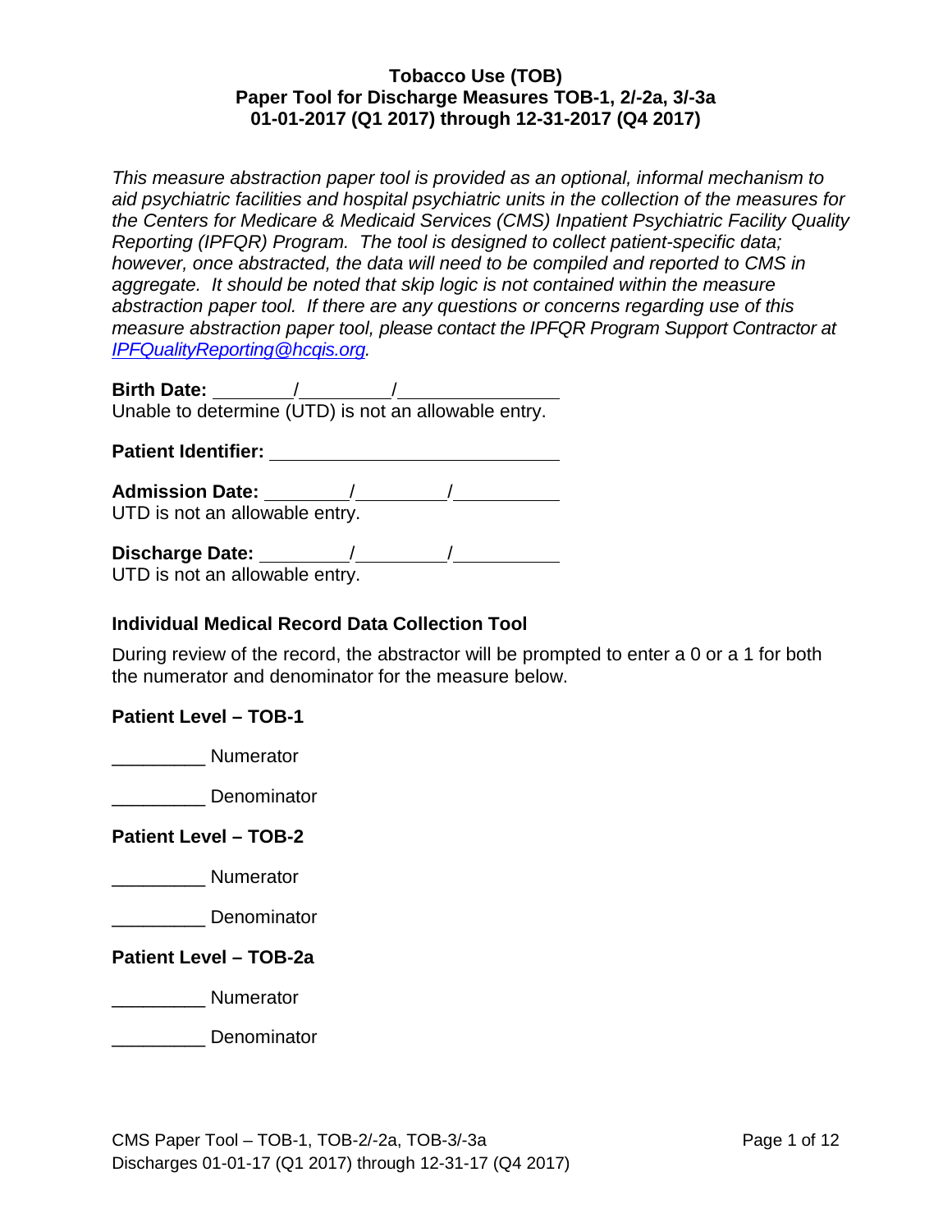**Tobacco Use (TOB)**
**Paper Tool for Discharge Measures TOB-1, 2/-2a, 3/-3a**
**01-01-2017 (Q1 2017) through 12-31-2017 (Q4 2017)**

*This measure abstraction paper tool is provided as an optional, informal mechanism to aid psychiatric facilities and hospital psychiatric units in the collection of the measures for the Centers for Medicare & Medicaid Services (CMS) Inpatient Psychiatric Facility Quality Reporting (IPFQR) Program. The tool is designed to collect patient-specific data; however, once abstracted, the data will need to be compiled and reported to CMS in aggregate. It should be noted that skip logic is not contained within the measure abstraction paper tool. If there are any questions or concerns regarding use of this measure abstraction paper tool, please contact the IPFQR Program Support Contractor at [IPFQualityReporting@hcqis.org](mailto:IPFQualityReporting@hcqis.org).*

**Birth Date:** ________/________/________
Unable to determine (UTD) is not an allowable entry.

**Patient Identifier:** ____________________________

**Admission Date:** ________/________/________
UTD is not an allowable entry.

**Discharge Date:** ________/________/________
UTD is not an allowable entry.

**Individual Medical Record Data Collection Tool**

During review of the record, the abstractor will be prompted to enter a 0 or a 1 for both the numerator and denominator for the measure below.

**Patient Level – TOB-1**

_________ Numerator

_________ Denominator

**Patient Level – TOB-2**

_________ Numerator

_________ Denominator

**Patient Level – TOB-2a**

_________ Numerator

_________ Denominator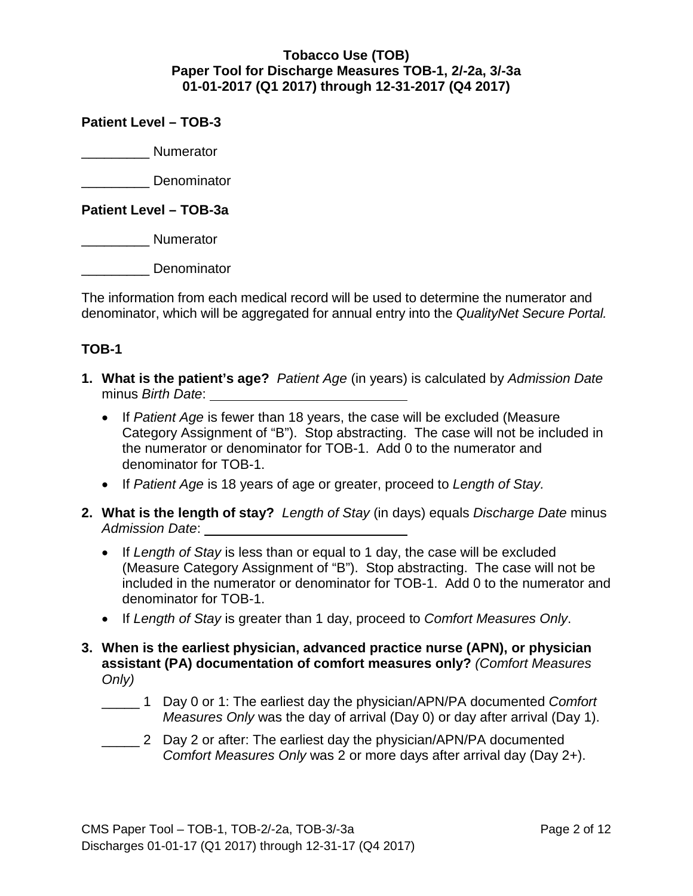**Tobacco Use (TOB)**
**Paper Tool for Discharge Measures TOB-1, 2/-2a, 3/-3a**
**01-01-2017 (Q1 2017) through 12-31-2017 (Q4 2017)**

**Patient Level – TOB-3**

_________ Numerator

_________ Denominator

**Patient Level – TOB-3a**

_________ Numerator

_________ Denominator

The information from each medical record will be used to determine the numerator and denominator, which will be aggregated for annual entry into the *QualityNet Secure Portal.*

## TOB-1

1. **What is the patient's age?** *Patient Age* (in years) is calculated by *Admission Date* minus *Birth Date*: ___________________________
   - If *Patient Age* is fewer than 18 years, the case will be excluded (Measure Category Assignment of "B"). Stop abstracting. The case will not be included in the numerator or denominator for TOB-1. Add 0 to the numerator and denominator for TOB-1.
   - If *Patient Age* is 18 years of age or greater, proceed to *Length of Stay.*
2. **What is the length of stay?** *Length of Stay* (in days) equals *Discharge Date* minus *Admission Date*: ___________________________
   - If *Length of Stay* is less than or equal to 1 day, the case will be excluded (Measure Category Assignment of "B"). Stop abstracting. The case will not be included in the numerator or denominator for TOB-1. Add 0 to the numerator and denominator for TOB-1.
   - If *Length of Stay* is greater than 1 day, proceed to *Comfort Measures Only*.
3. **When is the earliest physician, advanced practice nurse (APN), or physician assistant (PA) documentation of comfort measures only?** *(Comfort Measures Only)*

   _____ 1 Day 0 or 1: The earliest day the physician/APN/PA documented *Comfort Measures Only* was the day of arrival (Day 0) or day after arrival (Day 1).

   _____ 2 Day 2 or after: The earliest day the physician/APN/PA documented *Comfort Measures Only* was 2 or more days after arrival day (Day 2+).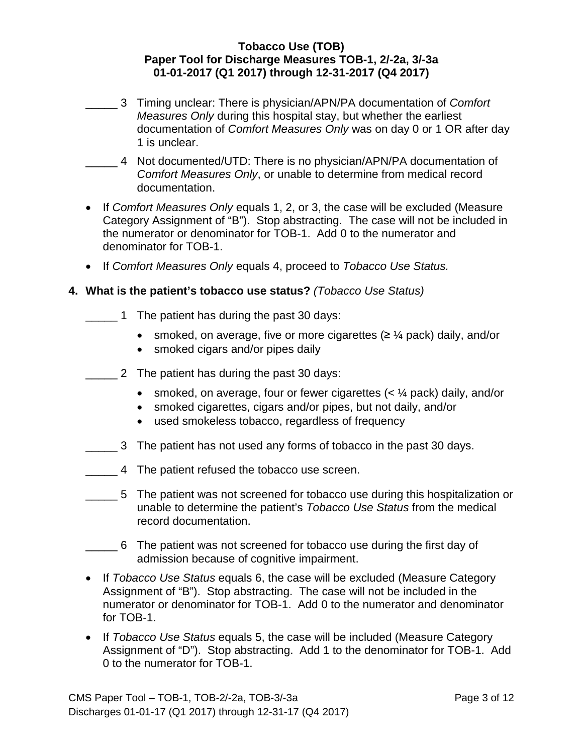_____ 3 Timing unclear: There is physician/APN/PA documentation of *Comfort Measures Only* during this hospital stay, but whether the earliest documentation of *Comfort Measures Only* was on day 0 or 1 OR after day 1 is unclear.

_____ 4 Not documented/UTD: There is no physician/APN/PA documentation of *Comfort Measures Only*, or unable to determine from medical record documentation.

- If *Comfort Measures Only* equals 1, 2, or 3, the case will be excluded (Measure Category Assignment of "B"). Stop abstracting. The case will not be included in the numerator or denominator for TOB-1. Add 0 to the numerator and denominator for TOB-1.
- If *Comfort Measures Only* equals 4, proceed to *Tobacco Use Status.*

**4. What is the patient's tobacco use status?** *(Tobacco Use Status)*

_____ 1 The patient has during the past 30 days:

- smoked, on average, five or more cigarettes (≥ ¼ pack) daily, and/or
- smoked cigars and/or pipes daily

_____ 2 The patient has during the past 30 days:

- smoked, on average, four or fewer cigarettes (< ¼ pack) daily, and/or
- smoked cigarettes, cigars and/or pipes, but not daily, and/or
- used smokeless tobacco, regardless of frequency

_____ 3 The patient has not used any forms of tobacco in the past 30 days.

_____ 4 The patient refused the tobacco use screen.

_____ 5 The patient was not screened for tobacco use during this hospitalization or unable to determine the patient's *Tobacco Use Status* from the medical record documentation.

_____ 6 The patient was not screened for tobacco use during the first day of admission because of cognitive impairment.

- If *Tobacco Use Status* equals 6, the case will be excluded (Measure Category Assignment of "B"). Stop abstracting. The case will not be included in the numerator or denominator for TOB-1. Add 0 to the numerator and denominator for TOB-1.
- If *Tobacco Use Status* equals 5, the case will be included (Measure Category Assignment of "D"). Stop abstracting. Add 1 to the denominator for TOB-1. Add 0 to the numerator for TOB-1.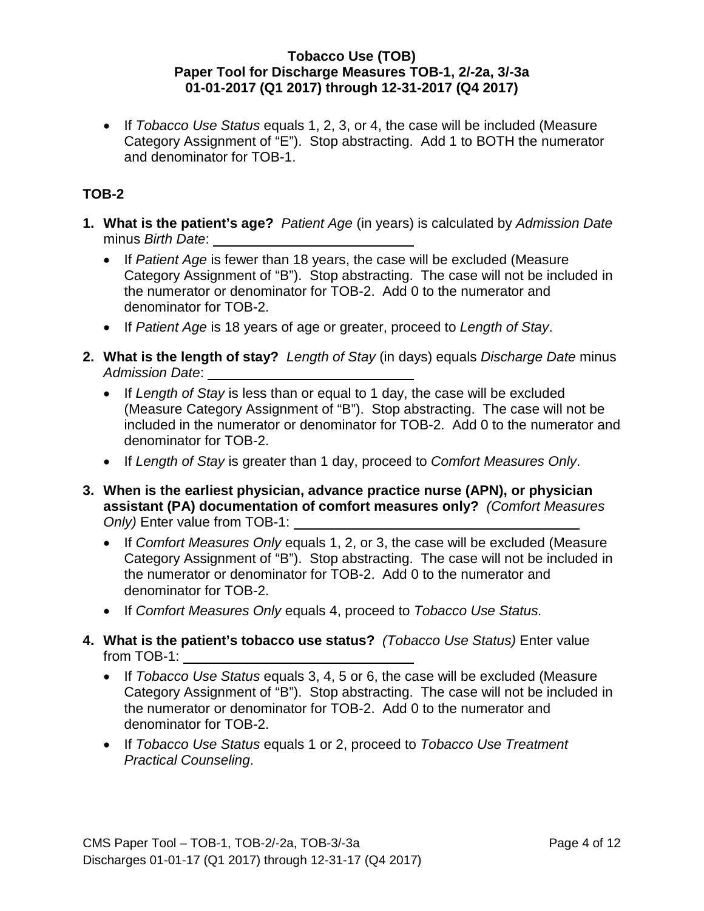- If *Tobacco Use Status* equals 1, 2, 3, or 4, the case will be included (Measure Category Assignment of "E"). Stop abstracting. Add 1 to BOTH the numerator and denominator for TOB-1.

## TOB-2

1. **What is the patient's age?** *Patient Age* (in years) is calculated by *Admission Date* minus *Birth Date*: ____________________
   - If *Patient Age* is fewer than 18 years, the case will be excluded (Measure Category Assignment of "B"). Stop abstracting. The case will not be included in the numerator or denominator for TOB-2. Add 0 to the numerator and denominator for TOB-2.
   - If *Patient Age* is 18 years of age or greater, proceed to *Length of Stay*.
2. **What is the length of stay?** *Length of Stay* (in days) equals *Discharge Date* minus *Admission Date*: ____________________
   - If *Length of Stay* is less than or equal to 1 day, the case will be excluded (Measure Category Assignment of "B"). Stop abstracting. The case will not be included in the numerator or denominator for TOB-2. Add 0 to the numerator and denominator for TOB-2.
   - If *Length of Stay* is greater than 1 day, proceed to *Comfort Measures Only*.
3. **When is the earliest physician, advance practice nurse (APN), or physician assistant (PA) documentation of comfort measures only?** *(Comfort Measures Only)* Enter value from TOB-1: ____________________
   - If *Comfort Measures Only* equals 1, 2, or 3, the case will be excluded (Measure Category Assignment of "B"). Stop abstracting. The case will not be included in the numerator or denominator for TOB-2. Add 0 to the numerator and denominator for TOB-2.
   - If *Comfort Measures Only* equals 4, proceed to *Tobacco Use Status.*
4. **What is the patient's tobacco use status?** *(Tobacco Use Status)* Enter value from TOB-1: ____________________
   - If *Tobacco Use Status* equals 3, 4, 5 or 6, the case will be excluded (Measure Category Assignment of "B"). Stop abstracting. The case will not be included in the numerator or denominator for TOB-2. Add 0 to the numerator and denominator for TOB-2.
   - If *Tobacco Use Status* equals 1 or 2, proceed to *Tobacco Use Treatment Practical Counseling*.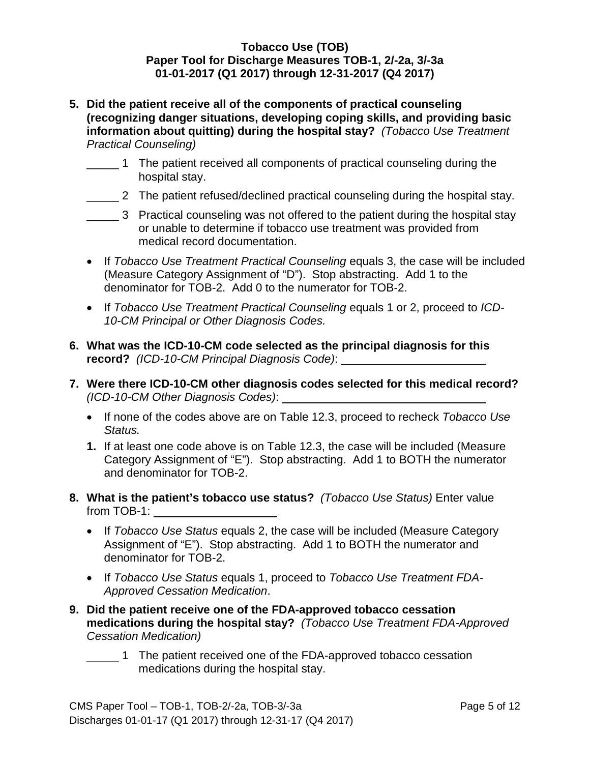**Tobacco Use (TOB)**
**Paper Tool for Discharge Measures TOB-1, 2/-2a, 3/-3a**
**01-01-2017 (Q1 2017) through 12-31-2017 (Q4 2017)**

5. **Did the patient receive all of the components of practical counseling (recognizing danger situations, developing coping skills, and providing basic information about quitting) during the hospital stay?** *(Tobacco Use Treatment Practical Counseling)*

   _____ 1 The patient received all components of practical counseling during the hospital stay.

   _____ 2 The patient refused/declined practical counseling during the hospital stay.

   _____ 3 Practical counseling was not offered to the patient during the hospital stay or unable to determine if tobacco use treatment was provided from medical record documentation.

   - If *Tobacco Use Treatment Practical Counseling* equals 3, the case will be included (Measure Category Assignment of "D"). Stop abstracting. Add 1 to the denominator for TOB-2. Add 0 to the numerator for TOB-2.
   - If *Tobacco Use Treatment Practical Counseling* equals 1 or 2, proceed to *ICD-10-CM Principal or Other Diagnosis Codes.*

6. **What was the ICD-10-CM code selected as the principal diagnosis for this record?** *(ICD-10-CM Principal Diagnosis Code)*: ______________________

7. **Were there ICD-10-CM other diagnosis codes selected for this medical record?** *(ICD-10-CM Other Diagnosis Codes)*: ______________________________

   - If none of the codes above are on Table 12.3, proceed to recheck *Tobacco Use Status.*

   **1.** If at least one code above is on Table 12.3, the case will be included (Measure Category Assignment of "E"). Stop abstracting. Add 1 to BOTH the numerator and denominator for TOB-2.

8. **What is the patient's tobacco use status?** *(Tobacco Use Status)* Enter value from TOB-1: ____________________

   - If *Tobacco Use Status* equals 2, the case will be included (Measure Category Assignment of "E"). Stop abstracting. Add 1 to BOTH the numerator and denominator for TOB-2.
   - If *Tobacco Use Status* equals 1, proceed to *Tobacco Use Treatment FDA-Approved Cessation Medication*.

9. **Did the patient receive one of the FDA-approved tobacco cessation medications during the hospital stay?** *(Tobacco Use Treatment FDA-Approved Cessation Medication)*

   _____ 1 The patient received one of the FDA-approved tobacco cessation medications during the hospital stay.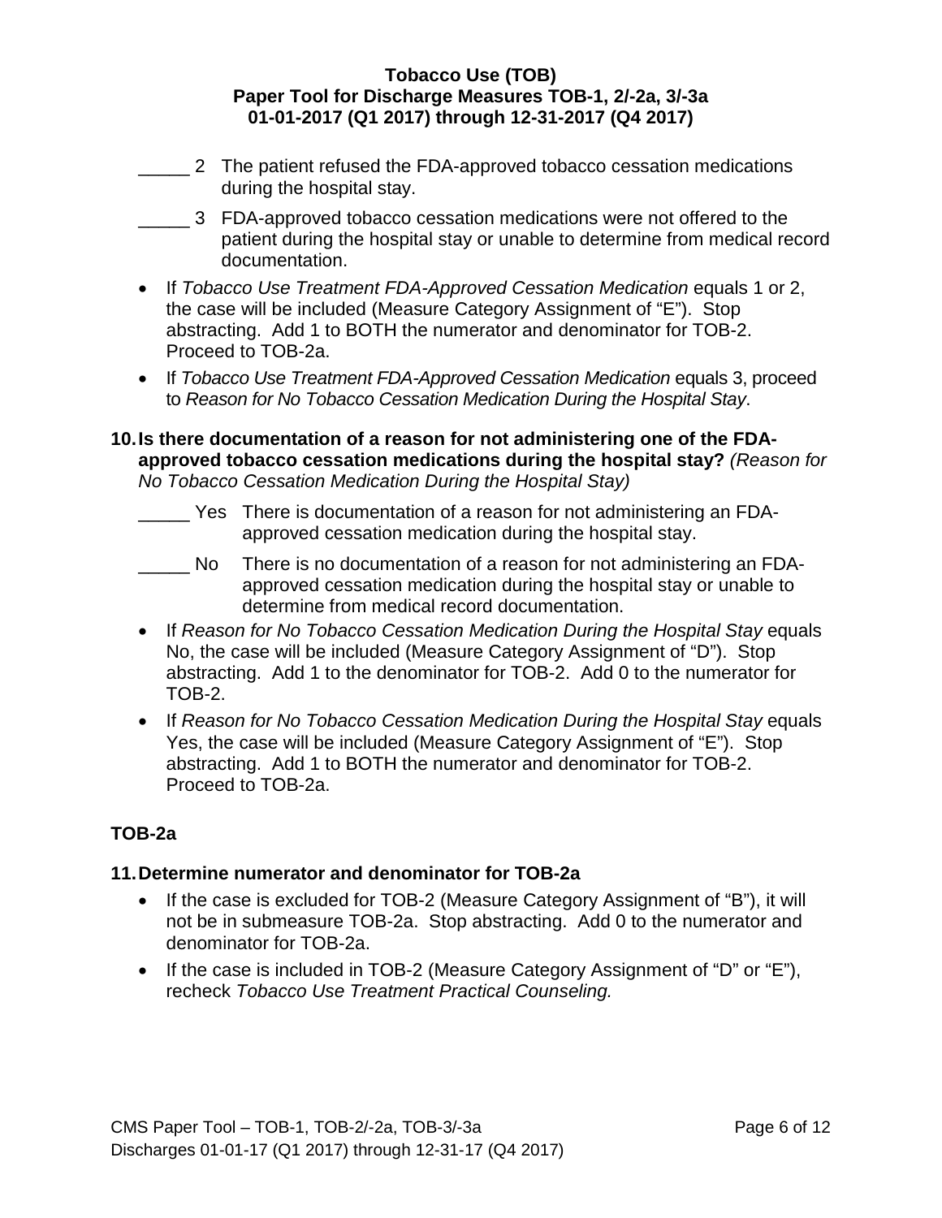_____ 2 The patient refused the FDA-approved tobacco cessation medications during the hospital stay.

_____ 3 FDA-approved tobacco cessation medications were not offered to the patient during the hospital stay or unable to determine from medical record documentation.

- If *Tobacco Use Treatment FDA-Approved Cessation Medication* equals 1 or 2, the case will be included (Measure Category Assignment of "E"). Stop abstracting. Add 1 to BOTH the numerator and denominator for TOB-2. Proceed to TOB-2a.
- If *Tobacco Use Treatment FDA-Approved Cessation Medication* equals 3, proceed to *Reason for No Tobacco Cessation Medication During the Hospital Stay*.

**10. Is there documentation of a reason for not administering one of the FDA-approved tobacco cessation medications during the hospital stay?** *(Reason for No Tobacco Cessation Medication During the Hospital Stay)*

_____ Yes There is documentation of a reason for not administering an FDA-approved cessation medication during the hospital stay.

_____ No There is no documentation of a reason for not administering an FDA-approved cessation medication during the hospital stay or unable to determine from medical record documentation.

- If *Reason for No Tobacco Cessation Medication During the Hospital Stay* equals No, the case will be included (Measure Category Assignment of "D"). Stop abstracting. Add 1 to the denominator for TOB-2. Add 0 to the numerator for TOB-2.
- If *Reason for No Tobacco Cessation Medication During the Hospital Stay* equals Yes, the case will be included (Measure Category Assignment of "E"). Stop abstracting. Add 1 to BOTH the numerator and denominator for TOB-2. Proceed to TOB-2a.

## TOB-2a

**11. Determine numerator and denominator for TOB-2a**

- If the case is excluded for TOB-2 (Measure Category Assignment of "B"), it will not be in submeasure TOB-2a. Stop abstracting. Add 0 to the numerator and denominator for TOB-2a.
- If the case is included in TOB-2 (Measure Category Assignment of "D" or "E"), recheck *Tobacco Use Treatment Practical Counseling.*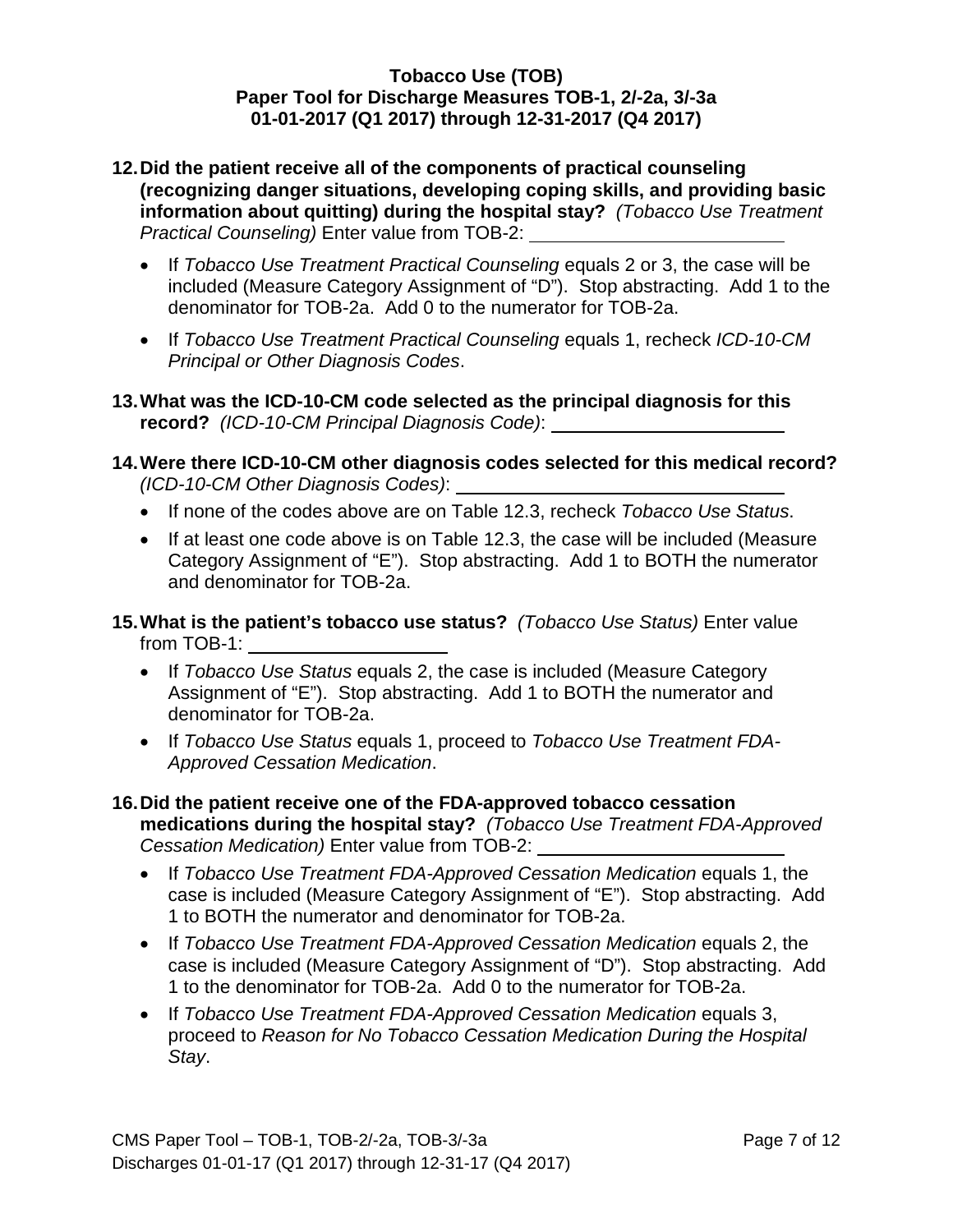**12. Did the patient receive all of the components of practical counseling (recognizing danger situations, developing coping skills, and providing basic information about quitting) during the hospital stay?** *(Tobacco Use Treatment Practical Counseling)* Enter value from TOB-2: ______________________

- If *Tobacco Use Treatment Practical Counseling* equals 2 or 3, the case will be included (Measure Category Assignment of "D"). Stop abstracting. Add 1 to the denominator for TOB-2a. Add 0 to the numerator for TOB-2a.
- If *Tobacco Use Treatment Practical Counseling* equals 1, recheck *ICD-10-CM Principal or Other Diagnosis Codes*.

**13. What was the ICD-10-CM code selected as the principal diagnosis for this record?** *(ICD-10-CM Principal Diagnosis Code)*: ______________________

**14. Were there ICD-10-CM other diagnosis codes selected for this medical record?** *(ICD-10-CM Other Diagnosis Codes)*: ______________________

- If none of the codes above are on Table 12.3, recheck *Tobacco Use Status*.
- If at least one code above is on Table 12.3, the case will be included (Measure Category Assignment of "E"). Stop abstracting. Add 1 to BOTH the numerator and denominator for TOB-2a.

**15. What is the patient's tobacco use status?** *(Tobacco Use Status)* Enter value from TOB-1: ______________________

- If *Tobacco Use Status* equals 2, the case is included (Measure Category Assignment of "E"). Stop abstracting. Add 1 to BOTH the numerator and denominator for TOB-2a.
- If *Tobacco Use Status* equals 1, proceed to *Tobacco Use Treatment FDA-Approved Cessation Medication*.

**16. Did the patient receive one of the FDA-approved tobacco cessation medications during the hospital stay?** *(Tobacco Use Treatment FDA-Approved Cessation Medication)* Enter value from TOB-2: ______________________

- If *Tobacco Use Treatment FDA-Approved Cessation Medication* equals 1, the case is included (Measure Category Assignment of "E"). Stop abstracting. Add 1 to BOTH the numerator and denominator for TOB-2a.
- If *Tobacco Use Treatment FDA-Approved Cessation Medication* equals 2, the case is included (Measure Category Assignment of "D"). Stop abstracting. Add 1 to the denominator for TOB-2a. Add 0 to the numerator for TOB-2a.
- If *Tobacco Use Treatment FDA-Approved Cessation Medication* equals 3, proceed to *Reason for No Tobacco Cessation Medication During the Hospital Stay*.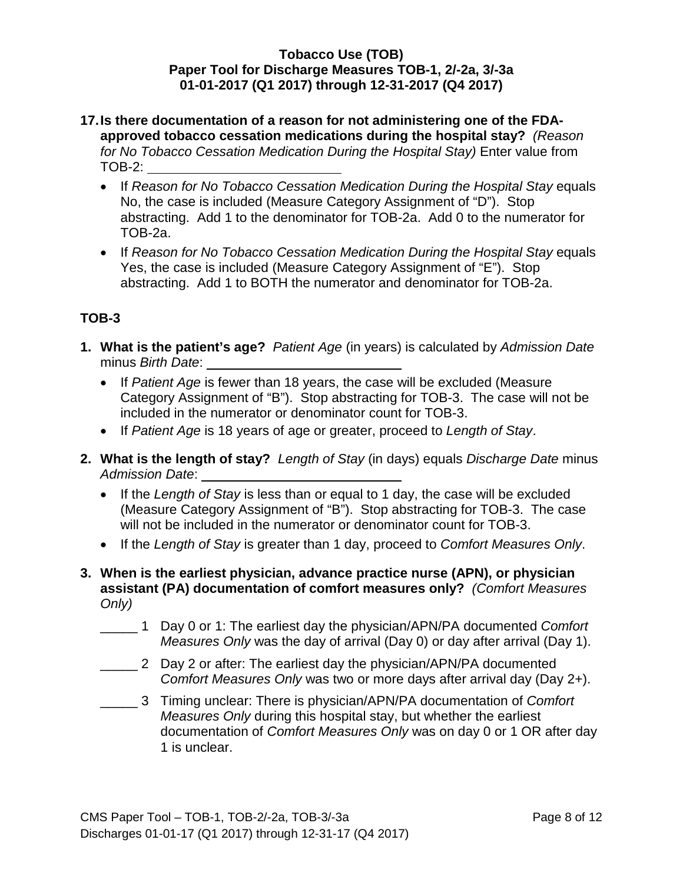**17. Is there documentation of a reason for not administering one of the FDA-approved tobacco cessation medications during the hospital stay?** *(Reason for No Tobacco Cessation Medication During the Hospital Stay)* Enter value from TOB-2: ____________________

- If *Reason for No Tobacco Cessation Medication During the Hospital Stay* equals No, the case is included (Measure Category Assignment of "D"). Stop abstracting. Add 1 to the denominator for TOB-2a. Add 0 to the numerator for TOB-2a.
- If *Reason for No Tobacco Cessation Medication During the Hospital Stay* equals Yes, the case is included (Measure Category Assignment of "E"). Stop abstracting. Add 1 to BOTH the numerator and denominator for TOB-2a.

## TOB-3

1. **What is the patient's age?** *Patient Age* (in years) is calculated by *Admission Date* minus *Birth Date*: ____________________
   - If *Patient Age* is fewer than 18 years, the case will be excluded (Measure Category Assignment of "B"). Stop abstracting for TOB-3. The case will not be included in the numerator or denominator count for TOB-3.
   - If *Patient Age* is 18 years of age or greater, proceed to *Length of Stay*.

2. **What is the length of stay?** *Length of Stay* (in days) equals *Discharge Date* minus *Admission Date*: ____________________
   - If the *Length of Stay* is less than or equal to 1 day, the case will be excluded (Measure Category Assignment of "B"). Stop abstracting for TOB-3. The case will not be included in the numerator or denominator count for TOB-3.
   - If the *Length of Stay* is greater than 1 day, proceed to *Comfort Measures Only*.

3. **When is the earliest physician, advance practice nurse (APN), or physician assistant (PA) documentation of comfort measures only?** *(Comfort Measures Only)*

   _____ 1 Day 0 or 1: The earliest day the physician/APN/PA documented *Comfort Measures Only* was the day of arrival (Day 0) or day after arrival (Day 1).

   _____ 2 Day 2 or after: The earliest day the physician/APN/PA documented *Comfort Measures Only* was two or more days after arrival day (Day 2+).

   _____ 3 Timing unclear: There is physician/APN/PA documentation of *Comfort Measures Only* during this hospital stay, but whether the earliest documentation of *Comfort Measures Only* was on day 0 or 1 OR after day 1 is unclear.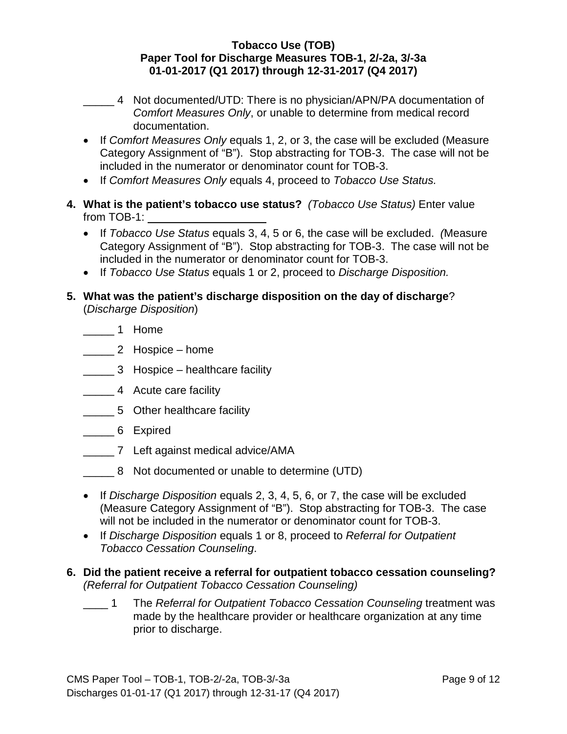_____ 4 Not documented/UTD: There is no physician/APN/PA documentation of *Comfort Measures Only*, or unable to determine from medical record documentation.

- If *Comfort Measures Only* equals 1, 2, or 3, the case will be excluded (Measure Category Assignment of "B"). Stop abstracting for TOB-3. The case will not be included in the numerator or denominator count for TOB-3.
- If *Comfort Measures Only* equals 4, proceed to *Tobacco Use Status.*

**4. What is the patient's tobacco use status?** *(Tobacco Use Status)* Enter value from TOB-1: ____________________

- If *Tobacco Use Status* equals 3, 4, 5 or 6, the case will be excluded. *(*Measure Category Assignment of "B"). Stop abstracting for TOB-3. The case will not be included in the numerator or denominator count for TOB-3.
- If *Tobacco Use Status* equals 1 or 2, proceed to *Discharge Disposition.*

**5. What was the patient's discharge disposition on the day of discharge**? (*Discharge Disposition*)

_____ 1 Home

_____ 2 Hospice – home

_____ 3 Hospice – healthcare facility

_____ 4 Acute care facility

_____ 5 Other healthcare facility

_____ 6 Expired

_____ 7 Left against medical advice/AMA

_____ 8 Not documented or unable to determine (UTD)

- If *Discharge Disposition* equals 2, 3, 4, 5, 6, or 7, the case will be excluded (Measure Category Assignment of "B"). Stop abstracting for TOB-3. The case will not be included in the numerator or denominator count for TOB-3.
- If *Discharge Disposition* equals 1 or 8, proceed to *Referral for Outpatient Tobacco Cessation Counseling*.

**6. Did the patient receive a referral for outpatient tobacco cessation counseling?** *(Referral for Outpatient Tobacco Cessation Counseling)*

____ 1 The *Referral for Outpatient Tobacco Cessation Counseling* treatment was made by the healthcare provider or healthcare organization at any time prior to discharge.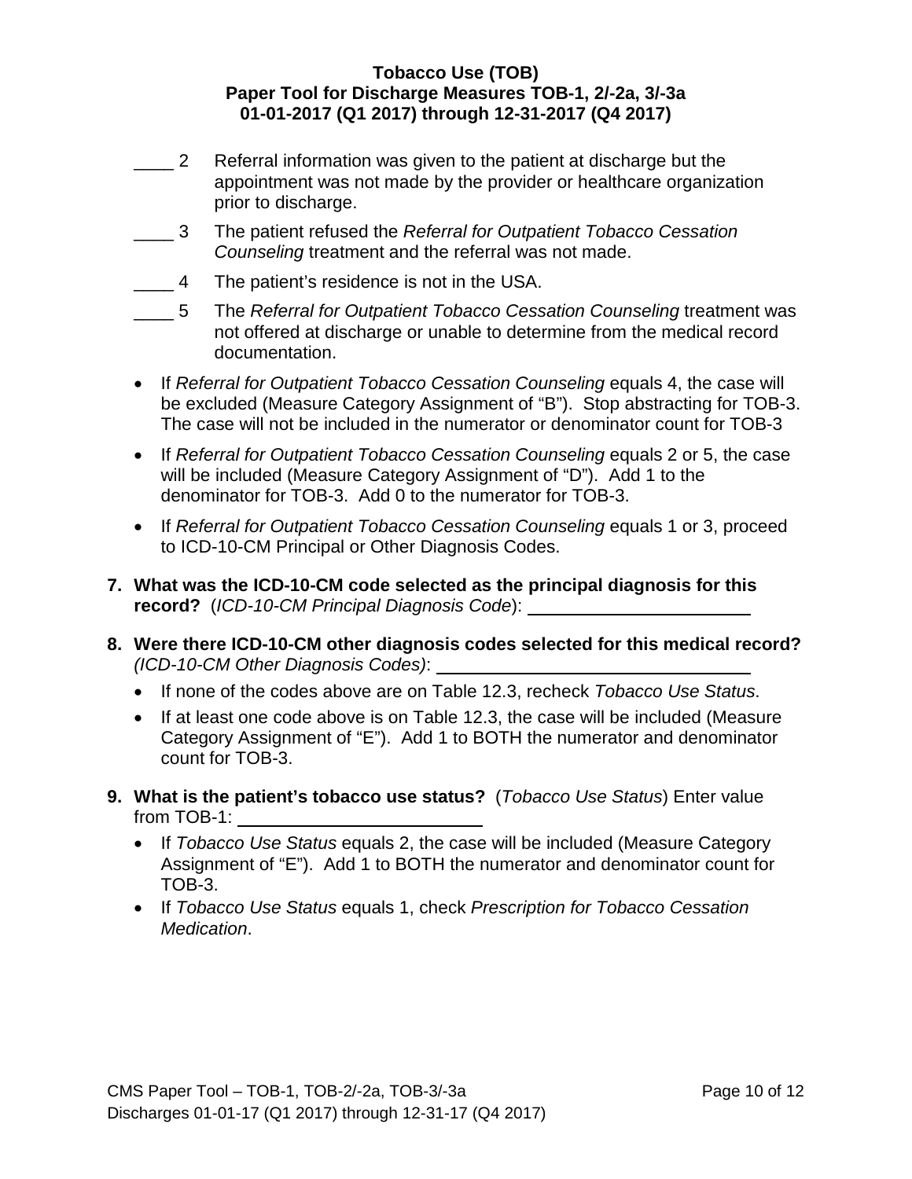**Tobacco Use (TOB)**
**Paper Tool for Discharge Measures TOB-1, 2/-2a, 3/-3a**
**01-01-2017 (Q1 2017) through 12-31-2017 (Q4 2017)**

____ 2 Referral information was given to the patient at discharge but the appointment was not made by the provider or healthcare organization prior to discharge.

____ 3 The patient refused the *Referral for Outpatient Tobacco Cessation Counseling* treatment and the referral was not made.

____ 4 The patient's residence is not in the USA.

____ 5 The *Referral for Outpatient Tobacco Cessation Counseling* treatment was not offered at discharge or unable to determine from the medical record documentation.

- If *Referral for Outpatient Tobacco Cessation Counseling* equals 4, the case will be excluded (Measure Category Assignment of "B"). Stop abstracting for TOB-3. The case will not be included in the numerator or denominator count for TOB-3
- If *Referral for Outpatient Tobacco Cessation Counseling* equals 2 or 5, the case will be included (Measure Category Assignment of "D"). Add 1 to the denominator for TOB-3. Add 0 to the numerator for TOB-3.
- If *Referral for Outpatient Tobacco Cessation Counseling* equals 1 or 3, proceed to ICD-10-CM Principal or Other Diagnosis Codes.

**7. What was the ICD-10-CM code selected as the principal diagnosis for this record?** (*ICD-10-CM Principal Diagnosis Code*): ______________________

**8. Were there ICD-10-CM other diagnosis codes selected for this medical record?** *(ICD-10-CM Other Diagnosis Codes)*: ______________________________

- If none of the codes above are on Table 12.3, recheck *Tobacco Use Status*.
- If at least one code above is on Table 12.3, the case will be included (Measure Category Assignment of "E"). Add 1 to BOTH the numerator and denominator count for TOB-3.

**9. What is the patient's tobacco use status?** (*Tobacco Use Status*) Enter value from TOB-1: ________________________

- If *Tobacco Use Status* equals 2, the case will be included (Measure Category Assignment of "E"). Add 1 to BOTH the numerator and denominator count for TOB-3.
- If *Tobacco Use Status* equals 1, check *Prescription for Tobacco Cessation Medication*.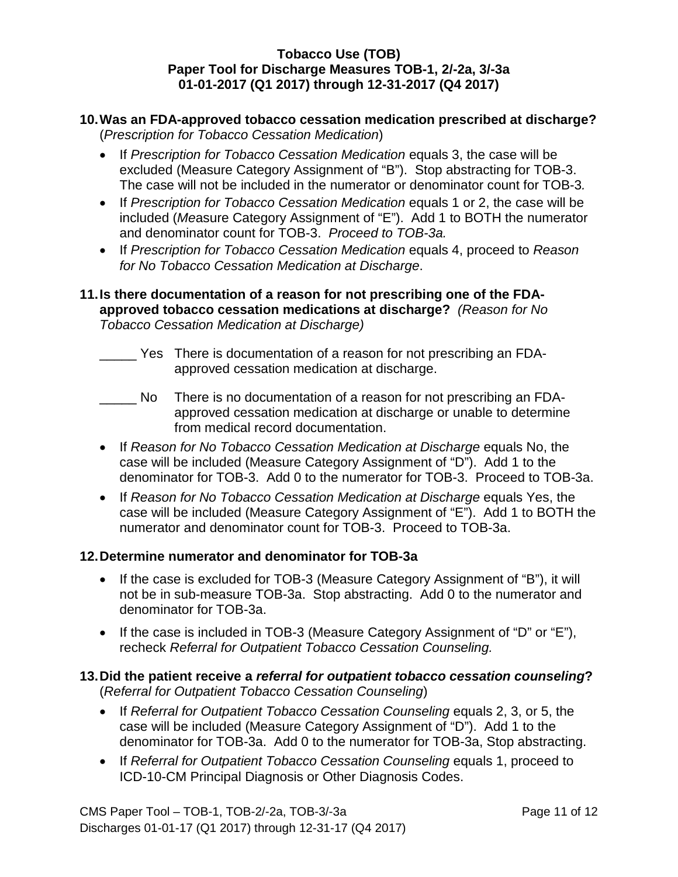**Tobacco Use (TOB)**
**Paper Tool for Discharge Measures TOB-1, 2/-2a, 3/-3a**
**01-01-2017 (Q1 2017) through 12-31-2017 (Q4 2017)**

**10. Was an FDA-approved tobacco cessation medication prescribed at discharge?** (*Prescription for Tobacco Cessation Medication*)

- If *Prescription for Tobacco Cessation Medication* equals 3, the case will be excluded (Measure Category Assignment of "B"). Stop abstracting for TOB-3. The case will not be included in the numerator or denominator count for TOB-3*.*
- If *Prescription for Tobacco Cessation Medication* equals 1 or 2, the case will be included (*Me*asure Category Assignment of "E"). Add 1 to BOTH the numerator and denominator count for TOB-3. *Proceed to TOB-3a.*
- If *Prescription for Tobacco Cessation Medication* equals 4, proceed to *Reason for No Tobacco Cessation Medication at Discharge*.

**11. Is there documentation of a reason for not prescribing one of the FDA-approved tobacco cessation medications at discharge?** *(Reason for No Tobacco Cessation Medication at Discharge)*

_____ Yes There is documentation of a reason for not prescribing an FDA-approved cessation medication at discharge.

_____ No There is no documentation of a reason for not prescribing an FDA-approved cessation medication at discharge or unable to determine from medical record documentation.

- If *Reason for No Tobacco Cessation Medication at Discharge* equals No, the case will be included (Measure Category Assignment of "D"). Add 1 to the denominator for TOB-3. Add 0 to the numerator for TOB-3. Proceed to TOB-3a.
- If *Reason for No Tobacco Cessation Medication at Discharge* equals Yes, the case will be included (Measure Category Assignment of "E"). Add 1 to BOTH the numerator and denominator count for TOB-3. Proceed to TOB-3a.

**12. Determine numerator and denominator for TOB-3a**

- If the case is excluded for TOB-3 (Measure Category Assignment of "B"), it will not be in sub-measure TOB-3a. Stop abstracting. Add 0 to the numerator and denominator for TOB-3a.
- If the case is included in TOB-3 (Measure Category Assignment of "D" or "E"), recheck *Referral for Outpatient Tobacco Cessation Counseling.*

**13. Did the patient receive a *referral for outpatient tobacco cessation counseling*?** (*Referral for Outpatient Tobacco Cessation Counseling*)

- If *Referral for Outpatient Tobacco Cessation Counseling* equals 2, 3, or 5, the case will be included (Measure Category Assignment of "D"). Add 1 to the denominator for TOB-3a. Add 0 to the numerator for TOB-3a, Stop abstracting.
- If *Referral for Outpatient Tobacco Cessation Counseling* equals 1, proceed to ICD-10-CM Principal Diagnosis or Other Diagnosis Codes.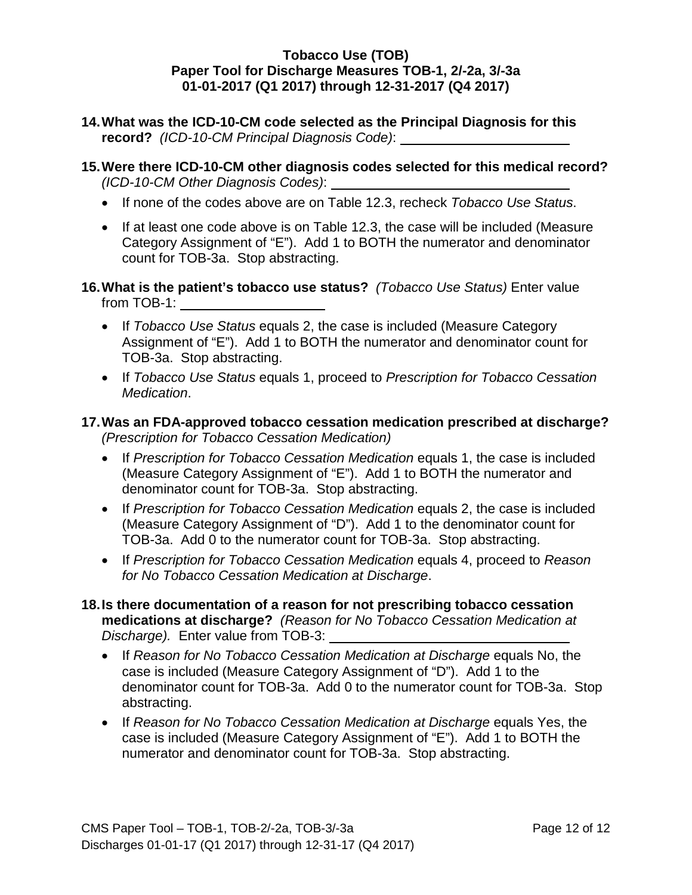**Tobacco Use (TOB)**
**Paper Tool for Discharge Measures TOB-1, 2/-2a, 3/-3a**
**01-01-2017 (Q1 2017) through 12-31-2017 (Q4 2017)**

14. **What was the ICD-10-CM code selected as the Principal Diagnosis for this record?** *(ICD-10-CM Principal Diagnosis Code)*: ______________________

15. **Were there ICD-10-CM other diagnosis codes selected for this medical record?** *(ICD-10-CM Other Diagnosis Codes)*: ______________________________
    - If none of the codes above are on Table 12.3, recheck *Tobacco Use Status*.
    - If at least one code above is on Table 12.3, the case will be included (Measure Category Assignment of "E"). Add 1 to BOTH the numerator and denominator count for TOB-3a. Stop abstracting.

16. **What is the patient's tobacco use status?** *(Tobacco Use Status)* Enter value from TOB-1: ___________________
    - If *Tobacco Use Status* equals 2, the case is included (Measure Category Assignment of "E"). Add 1 to BOTH the numerator and denominator count for TOB-3a. Stop abstracting.
    - If *Tobacco Use Status* equals 1, proceed to *Prescription for Tobacco Cessation Medication*.

17. **Was an FDA-approved tobacco cessation medication prescribed at discharge?** *(Prescription for Tobacco Cessation Medication)*
    - If *Prescription for Tobacco Cessation Medication* equals 1, the case is included (Measure Category Assignment of "E"). Add 1 to BOTH the numerator and denominator count for TOB-3a. Stop abstracting.
    - If *Prescription for Tobacco Cessation Medication* equals 2, the case is included (Measure Category Assignment of "D"). Add 1 to the denominator count for TOB-3a. Add 0 to the numerator count for TOB-3a. Stop abstracting.
    - If *Prescription for Tobacco Cessation Medication* equals 4, proceed to *Reason for No Tobacco Cessation Medication at Discharge*.

18. **Is there documentation of a reason for not prescribing tobacco cessation medications at discharge?** *(Reason for No Tobacco Cessation Medication at Discharge).* Enter value from TOB-3: ______________________________
    - If *Reason for No Tobacco Cessation Medication at Discharge* equals No, the case is included (Measure Category Assignment of "D"). Add 1 to the denominator count for TOB-3a. Add 0 to the numerator count for TOB-3a. Stop abstracting.
    - If *Reason for No Tobacco Cessation Medication at Discharge* equals Yes, the case is included (Measure Category Assignment of "E"). Add 1 to BOTH the numerator and denominator count for TOB-3a. Stop abstracting.